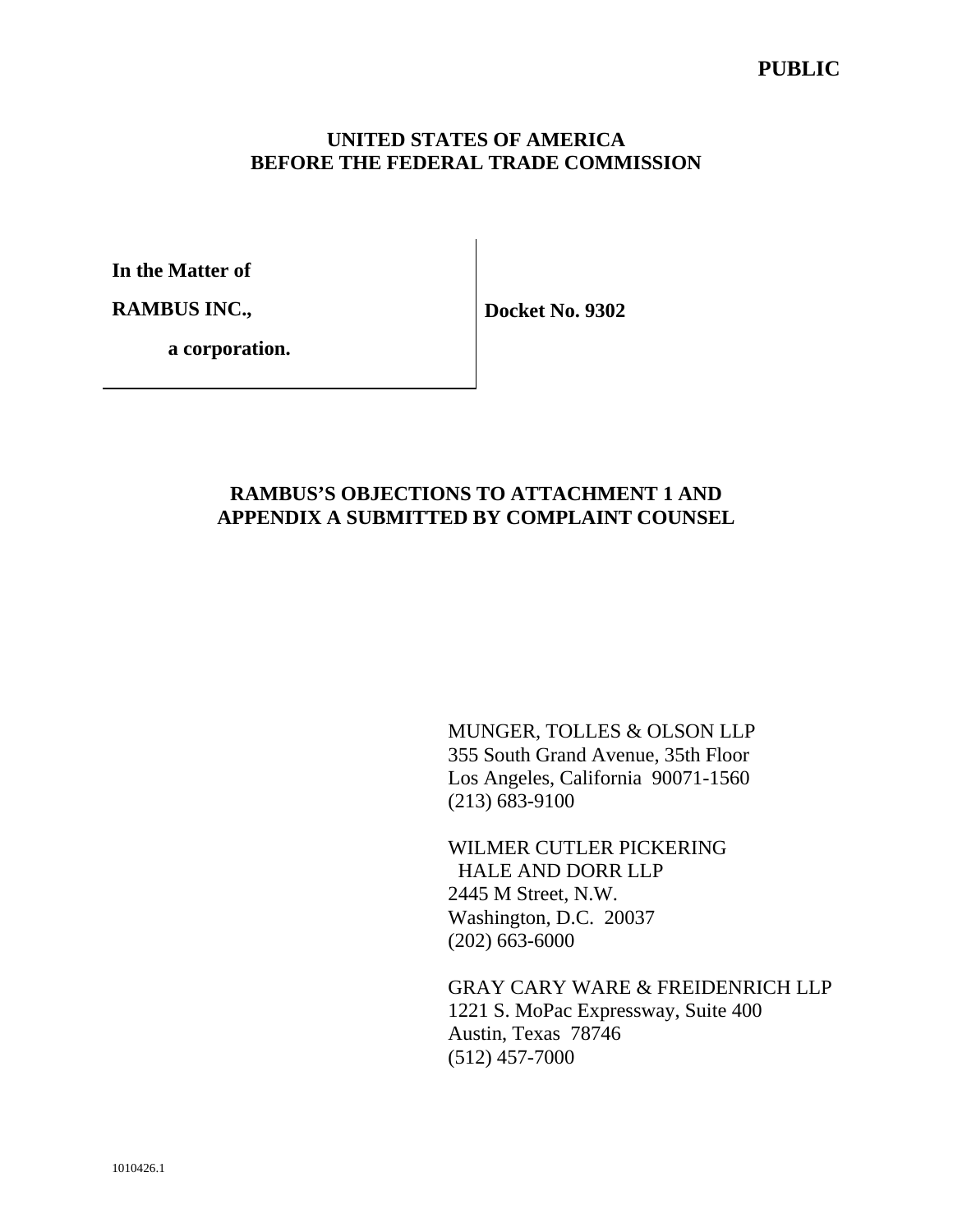**PUBLIC**

**UNITED STATES OF AMERICA**
**BEFORE THE FEDERAL TRADE COMMISSION**

| | |
|---|---|
| **In the Matter of**<br><br>**RAMBUS INC.,**<br><br>**a corporation.** | **Docket No. 9302** |

## RAMBUS'S OBJECTIONS TO ATTACHMENT 1 AND APPENDIX A SUBMITTED BY COMPLAINT COUNSEL

MUNGER, TOLLES & OLSON LLP
355 South Grand Avenue, 35th Floor
Los Angeles, California 90071-1560
(213) 683-9100

WILMER CUTLER PICKERING
HALE AND DORR LLP
2445 M Street, N.W.
Washington, D.C. 20037
(202) 663-6000

GRAY CARY WARE & FREIDENRICH LLP
1221 S. MoPac Expressway, Suite 400
Austin, Texas 78746
(512) 457-7000

1010426.1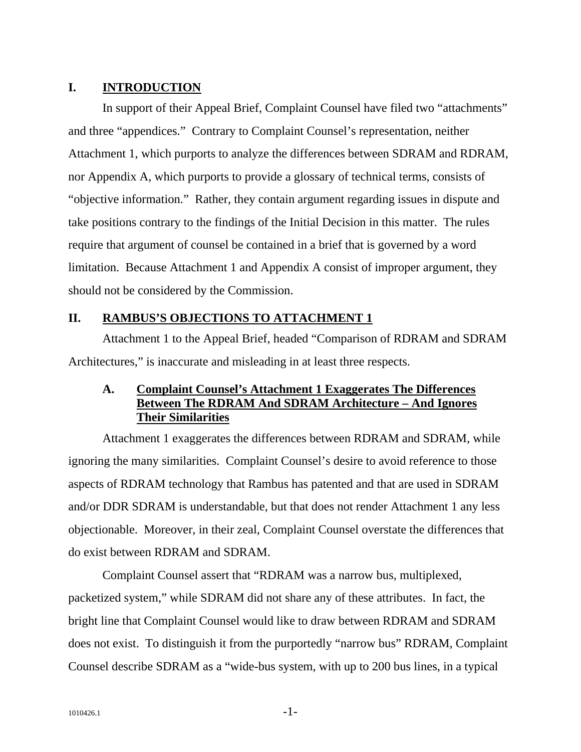## I. INTRODUCTION

In support of their Appeal Brief, Complaint Counsel have filed two "attachments" and three "appendices." Contrary to Complaint Counsel's representation, neither Attachment 1, which purports to analyze the differences between SDRAM and RDRAM, nor Appendix A, which purports to provide a glossary of technical terms, consists of "objective information." Rather, they contain argument regarding issues in dispute and take positions contrary to the findings of the Initial Decision in this matter. The rules require that argument of counsel be contained in a brief that is governed by a word limitation. Because Attachment 1 and Appendix A consist of improper argument, they should not be considered by the Commission.

## II. RAMBUS'S OBJECTIONS TO ATTACHMENT 1

Attachment 1 to the Appeal Brief, headed "Comparison of RDRAM and SDRAM Architectures," is inaccurate and misleading in at least three respects.

### A. Complaint Counsel's Attachment 1 Exaggerates The Differences Between The RDRAM And SDRAM Architecture – And Ignores Their Similarities

Attachment 1 exaggerates the differences between RDRAM and SDRAM, while ignoring the many similarities. Complaint Counsel's desire to avoid reference to those aspects of RDRAM technology that Rambus has patented and that are used in SDRAM and/or DDR SDRAM is understandable, but that does not render Attachment 1 any less objectionable. Moreover, in their zeal, Complaint Counsel overstate the differences that do exist between RDRAM and SDRAM.

Complaint Counsel assert that "RDRAM was a narrow bus, multiplexed, packetized system," while SDRAM did not share any of these attributes. In fact, the bright line that Complaint Counsel would like to draw between RDRAM and SDRAM does not exist. To distinguish it from the purportedly "narrow bus" RDRAM, Complaint Counsel describe SDRAM as a "wide-bus system, with up to 200 bus lines, in a typical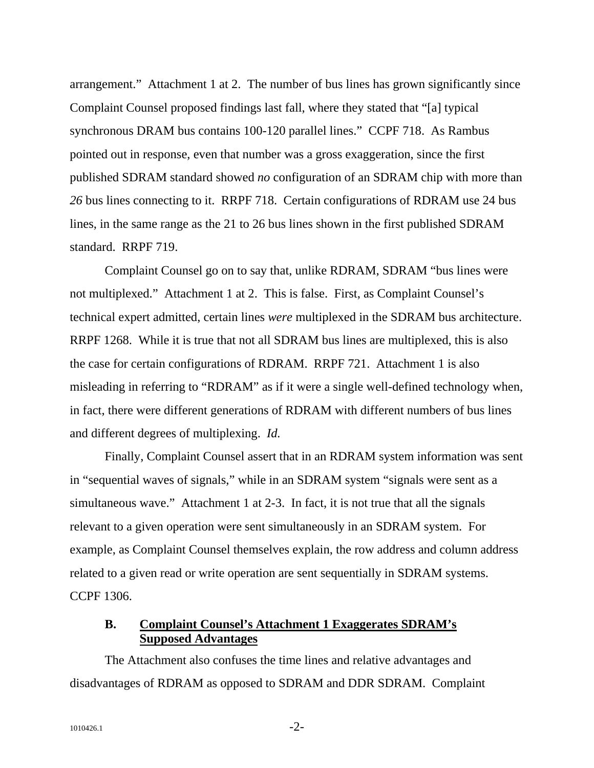arrangement." Attachment 1 at 2. The number of bus lines has grown significantly since Complaint Counsel proposed findings last fall, where they stated that "[a] typical synchronous DRAM bus contains 100-120 parallel lines." CCPF 718. As Rambus pointed out in response, even that number was a gross exaggeration, since the first published SDRAM standard showed *no* configuration of an SDRAM chip with more than *26* bus lines connecting to it. RRPF 718. Certain configurations of RDRAM use 24 bus lines, in the same range as the 21 to 26 bus lines shown in the first published SDRAM standard. RRPF 719.

Complaint Counsel go on to say that, unlike RDRAM, SDRAM "bus lines were not multiplexed." Attachment 1 at 2. This is false. First, as Complaint Counsel's technical expert admitted, certain lines *were* multiplexed in the SDRAM bus architecture. RRPF 1268. While it is true that not all SDRAM bus lines are multiplexed, this is also the case for certain configurations of RDRAM. RRPF 721. Attachment 1 is also misleading in referring to "RDRAM" as if it were a single well-defined technology when, in fact, there were different generations of RDRAM with different numbers of bus lines and different degrees of multiplexing. *Id.*

Finally, Complaint Counsel assert that in an RDRAM system information was sent in "sequential waves of signals," while in an SDRAM system "signals were sent as a simultaneous wave." Attachment 1 at 2-3. In fact, it is not true that all the signals relevant to a given operation were sent simultaneously in an SDRAM system. For example, as Complaint Counsel themselves explain, the row address and column address related to a given read or write operation are sent sequentially in SDRAM systems. CCPF 1306.

### B. Complaint Counsel's Attachment 1 Exaggerates SDRAM's Supposed Advantages

The Attachment also confuses the time lines and relative advantages and disadvantages of RDRAM as opposed to SDRAM and DDR SDRAM. Complaint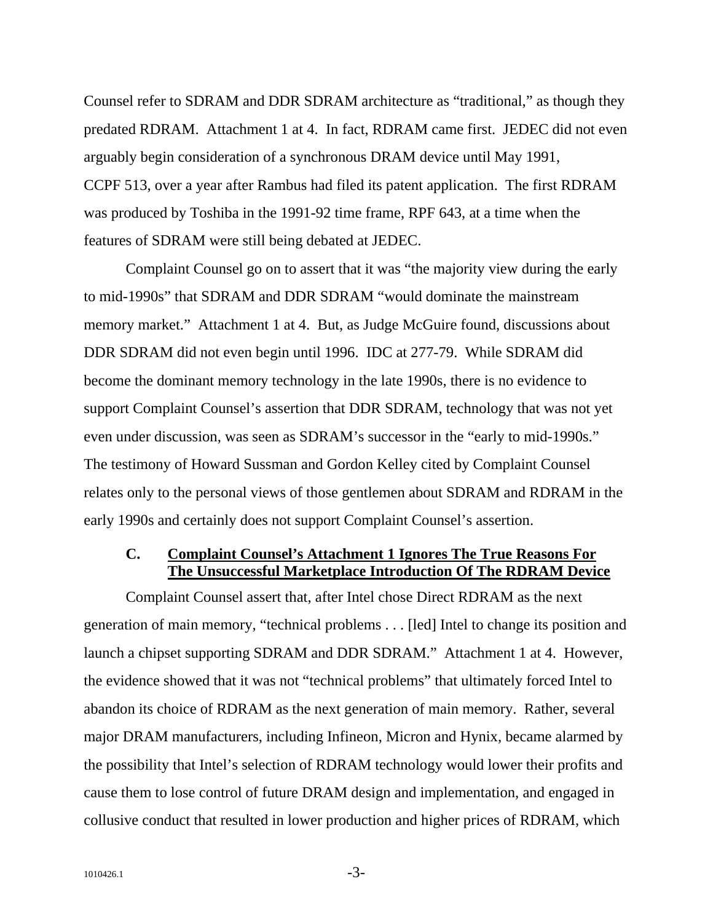Counsel refer to SDRAM and DDR SDRAM architecture as "traditional," as though they predated RDRAM. Attachment 1 at 4. In fact, RDRAM came first. JEDEC did not even arguably begin consideration of a synchronous DRAM device until May 1991, CCPF 513, over a year after Rambus had filed its patent application. The first RDRAM was produced by Toshiba in the 1991-92 time frame, RPF 643, at a time when the features of SDRAM were still being debated at JEDEC.

Complaint Counsel go on to assert that it was "the majority view during the early to mid-1990s" that SDRAM and DDR SDRAM "would dominate the mainstream memory market." Attachment 1 at 4. But, as Judge McGuire found, discussions about DDR SDRAM did not even begin until 1996. IDC at 277-79. While SDRAM did become the dominant memory technology in the late 1990s, there is no evidence to support Complaint Counsel's assertion that DDR SDRAM, technology that was not yet even under discussion, was seen as SDRAM's successor in the "early to mid-1990s." The testimony of Howard Sussman and Gordon Kelley cited by Complaint Counsel relates only to the personal views of those gentlemen about SDRAM and RDRAM in the early 1990s and certainly does not support Complaint Counsel's assertion.

### C. Complaint Counsel's Attachment 1 Ignores The True Reasons For The Unsuccessful Marketplace Introduction Of The RDRAM Device

Complaint Counsel assert that, after Intel chose Direct RDRAM as the next generation of main memory, "technical problems . . . [led] Intel to change its position and launch a chipset supporting SDRAM and DDR SDRAM." Attachment 1 at 4. However, the evidence showed that it was not "technical problems" that ultimately forced Intel to abandon its choice of RDRAM as the next generation of main memory. Rather, several major DRAM manufacturers, including Infineon, Micron and Hynix, became alarmed by the possibility that Intel's selection of RDRAM technology would lower their profits and cause them to lose control of future DRAM design and implementation, and engaged in collusive conduct that resulted in lower production and higher prices of RDRAM, which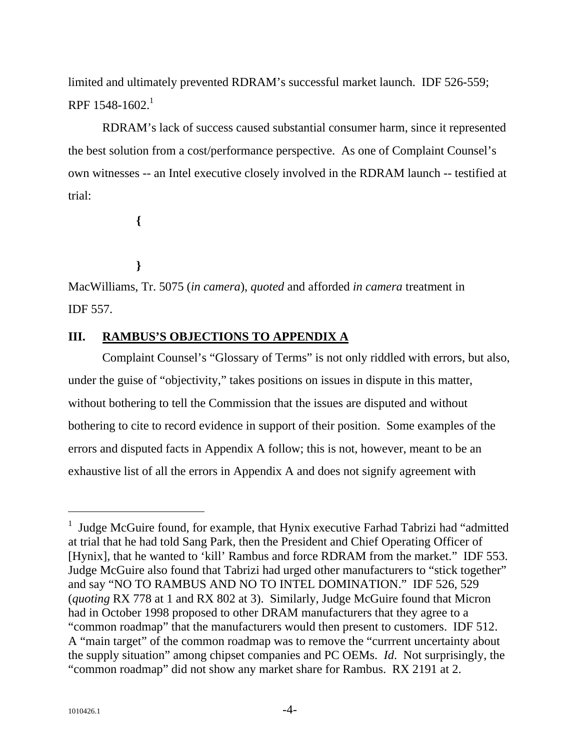limited and ultimately prevented RDRAM's successful market launch. IDF 526-559; RPF 1548-1602.[1]

RDRAM's lack of success caused substantial consumer harm, since it represented the best solution from a cost/performance perspective. As one of Complaint Counsel's own witnesses -- an Intel executive closely involved in the RDRAM launch -- testified at trial:

> **{**
>
> **}**

MacWilliams, Tr. 5075 (*in camera*), *quoted* and afforded *in camera* treatment in IDF 557.

## III. RAMBUS'S OBJECTIONS TO APPENDIX A

Complaint Counsel's "Glossary of Terms" is not only riddled with errors, but also, under the guise of "objectivity," takes positions on issues in dispute in this matter, without bothering to tell the Commission that the issues are disputed and without bothering to cite to record evidence in support of their position. Some examples of the errors and disputed facts in Appendix A follow; this is not, however, meant to be an exhaustive list of all the errors in Appendix A and does not signify agreement with

---

[1] Judge McGuire found, for example, that Hynix executive Farhad Tabrizi had "admitted at trial that he had told Sang Park, then the President and Chief Operating Officer of [Hynix], that he wanted to 'kill' Rambus and force RDRAM from the market." IDF 553. Judge McGuire also found that Tabrizi had urged other manufacturers to "stick together" and say "NO TO RAMBUS AND NO TO INTEL DOMINATION." IDF 526, 529 (*quoting* RX 778 at 1 and RX 802 at 3). Similarly, Judge McGuire found that Micron had in October 1998 proposed to other DRAM manufacturers that they agree to a "common roadmap" that the manufacturers would then present to customers. IDF 512. A "main target" of the common roadmap was to remove the "currrent uncertainty about the supply situation" among chipset companies and PC OEMs. *Id.* Not surprisingly, the "common roadmap" did not show any market share for Rambus. RX 2191 at 2.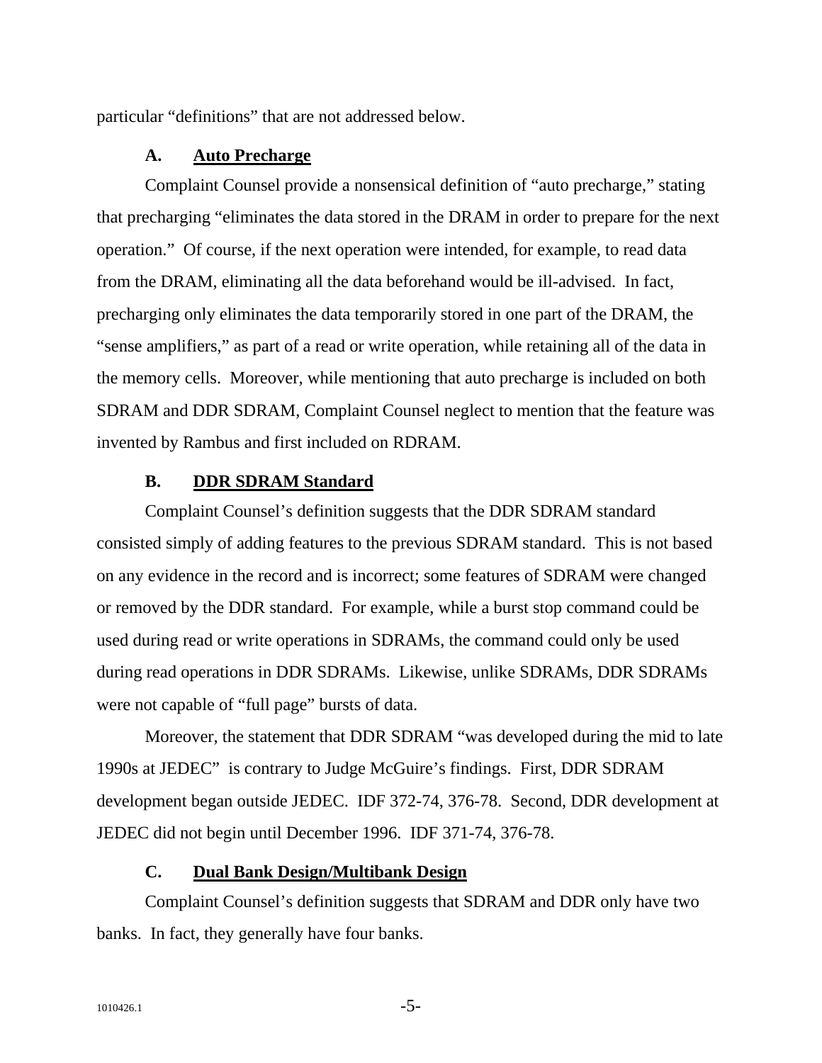particular "definitions" that are not addressed below.

### A. Auto Precharge

Complaint Counsel provide a nonsensical definition of "auto precharge," stating that precharging "eliminates the data stored in the DRAM in order to prepare for the next operation." Of course, if the next operation were intended, for example, to read data from the DRAM, eliminating all the data beforehand would be ill-advised. In fact, precharging only eliminates the data temporarily stored in one part of the DRAM, the "sense amplifiers," as part of a read or write operation, while retaining all of the data in the memory cells. Moreover, while mentioning that auto precharge is included on both SDRAM and DDR SDRAM, Complaint Counsel neglect to mention that the feature was invented by Rambus and first included on RDRAM.

### B. DDR SDRAM Standard

Complaint Counsel's definition suggests that the DDR SDRAM standard consisted simply of adding features to the previous SDRAM standard. This is not based on any evidence in the record and is incorrect; some features of SDRAM were changed or removed by the DDR standard. For example, while a burst stop command could be used during read or write operations in SDRAMs, the command could only be used during read operations in DDR SDRAMs. Likewise, unlike SDRAMs, DDR SDRAMs were not capable of "full page" bursts of data.

Moreover, the statement that DDR SDRAM "was developed during the mid to late 1990s at JEDEC" is contrary to Judge McGuire's findings. First, DDR SDRAM development began outside JEDEC. IDF 372-74, 376-78. Second, DDR development at JEDEC did not begin until December 1996. IDF 371-74, 376-78.

### C. Dual Bank Design/Multibank Design

Complaint Counsel's definition suggests that SDRAM and DDR only have two banks. In fact, they generally have four banks.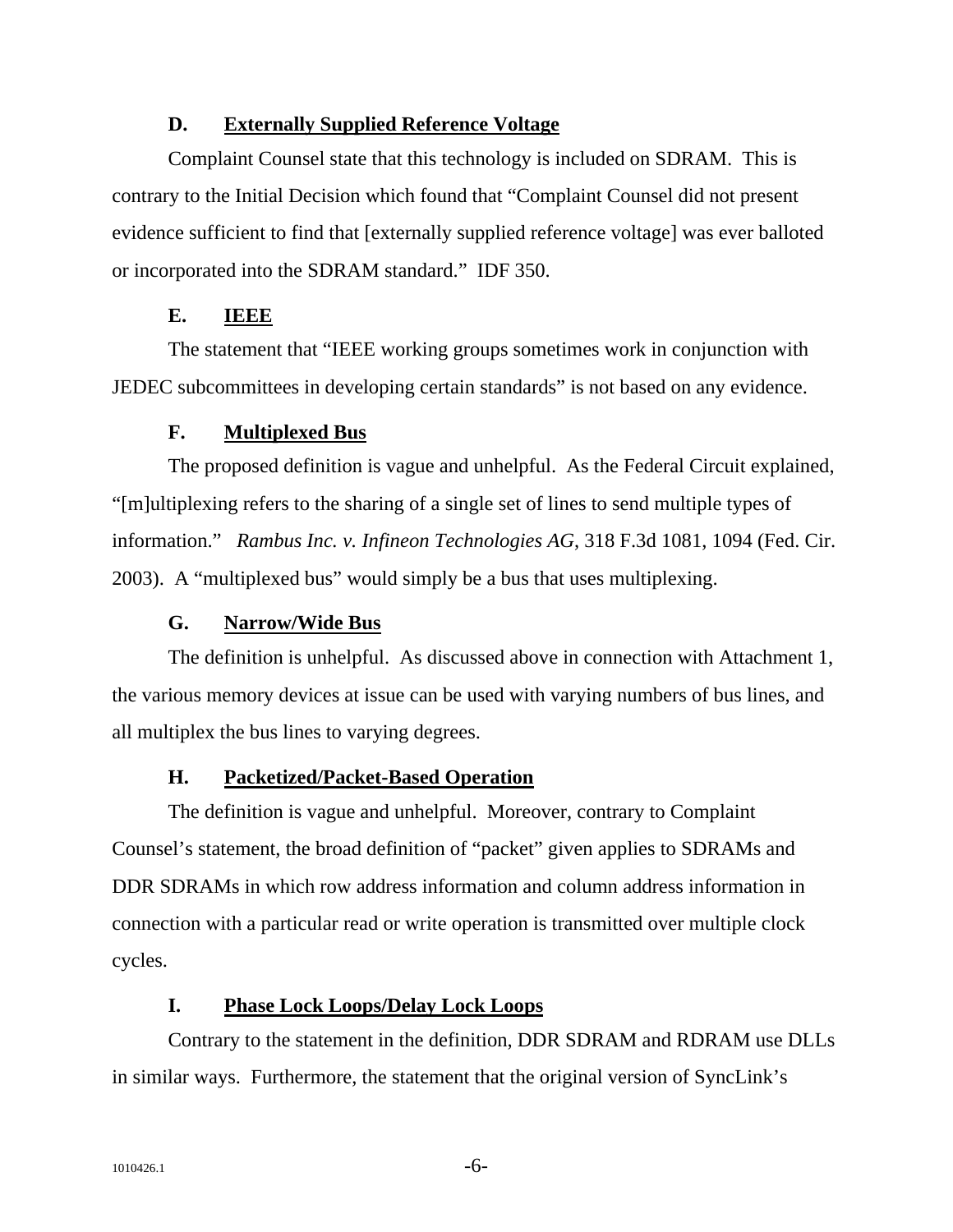### D. Externally Supplied Reference Voltage

Complaint Counsel state that this technology is included on SDRAM. This is contrary to the Initial Decision which found that "Complaint Counsel did not present evidence sufficient to find that [externally supplied reference voltage] was ever balloted or incorporated into the SDRAM standard." IDF 350.

### E. IEEE

The statement that "IEEE working groups sometimes work in conjunction with JEDEC subcommittees in developing certain standards" is not based on any evidence.

### F. Multiplexed Bus

The proposed definition is vague and unhelpful. As the Federal Circuit explained, "[m]ultiplexing refers to the sharing of a single set of lines to send multiple types of information." *Rambus Inc. v. Infineon Technologies AG*, 318 F.3d 1081, 1094 (Fed. Cir. 2003). A "multiplexed bus" would simply be a bus that uses multiplexing.

### G. Narrow/Wide Bus

The definition is unhelpful. As discussed above in connection with Attachment 1, the various memory devices at issue can be used with varying numbers of bus lines, and all multiplex the bus lines to varying degrees.

### H. Packetized/Packet-Based Operation

The definition is vague and unhelpful. Moreover, contrary to Complaint Counsel's statement, the broad definition of "packet" given applies to SDRAMs and DDR SDRAMs in which row address information and column address information in connection with a particular read or write operation is transmitted over multiple clock cycles.

### I. Phase Lock Loops/Delay Lock Loops

Contrary to the statement in the definition, DDR SDRAM and RDRAM use DLLs in similar ways. Furthermore, the statement that the original version of SyncLink's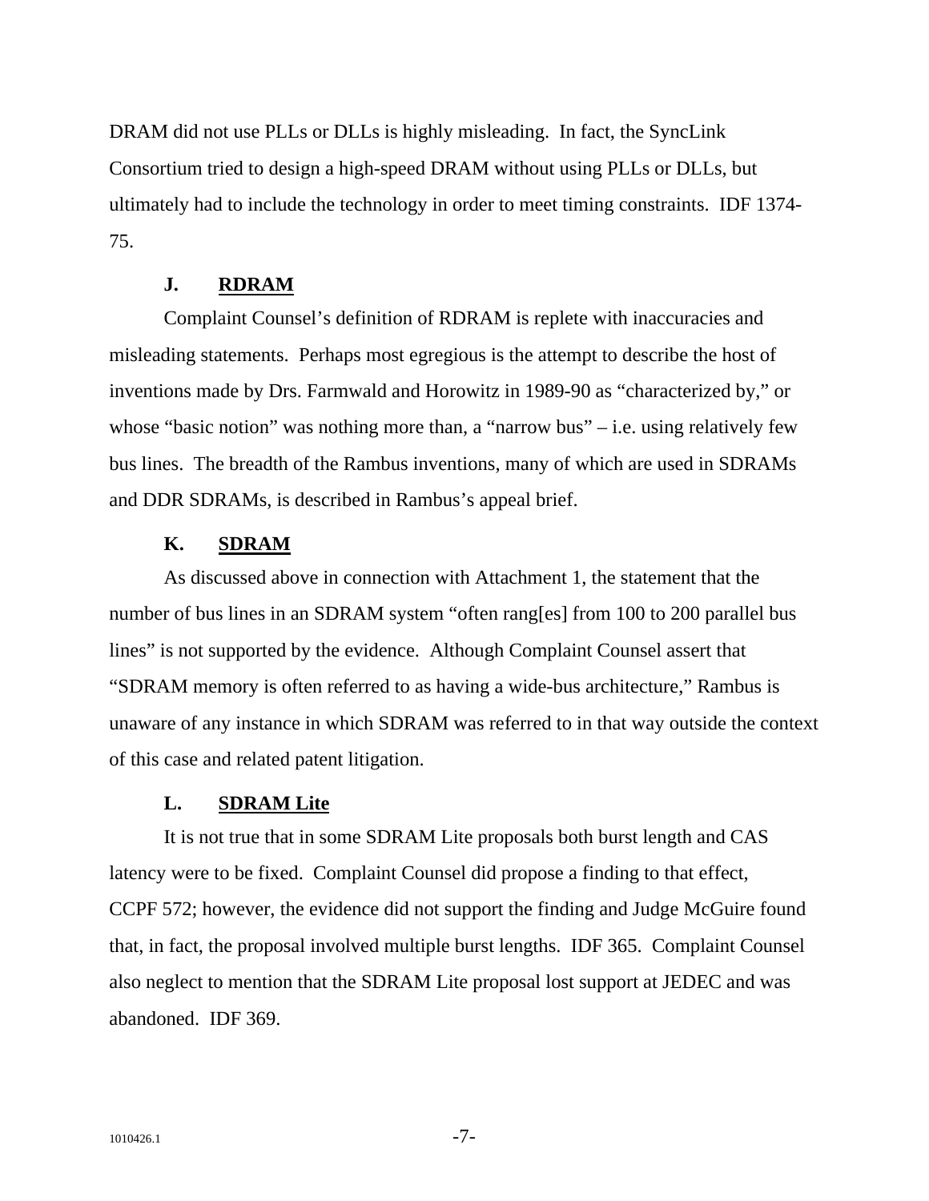DRAM did not use PLLs or DLLs is highly misleading. In fact, the SyncLink Consortium tried to design a high-speed DRAM without using PLLs or DLLs, but ultimately had to include the technology in order to meet timing constraints. IDF 1374-75.

### J. RDRAM

Complaint Counsel's definition of RDRAM is replete with inaccuracies and misleading statements. Perhaps most egregious is the attempt to describe the host of inventions made by Drs. Farmwald and Horowitz in 1989-90 as "characterized by," or whose "basic notion" was nothing more than, a "narrow bus" – i.e. using relatively few bus lines. The breadth of the Rambus inventions, many of which are used in SDRAMs and DDR SDRAMs, is described in Rambus's appeal brief.

### K. SDRAM

As discussed above in connection with Attachment 1, the statement that the number of bus lines in an SDRAM system "often rang[es] from 100 to 200 parallel bus lines" is not supported by the evidence. Although Complaint Counsel assert that "SDRAM memory is often referred to as having a wide-bus architecture," Rambus is unaware of any instance in which SDRAM was referred to in that way outside the context of this case and related patent litigation.

### L. SDRAM Lite

It is not true that in some SDRAM Lite proposals both burst length and CAS latency were to be fixed. Complaint Counsel did propose a finding to that effect, CCPF 572; however, the evidence did not support the finding and Judge McGuire found that, in fact, the proposal involved multiple burst lengths. IDF 365. Complaint Counsel also neglect to mention that the SDRAM Lite proposal lost support at JEDEC and was abandoned. IDF 369.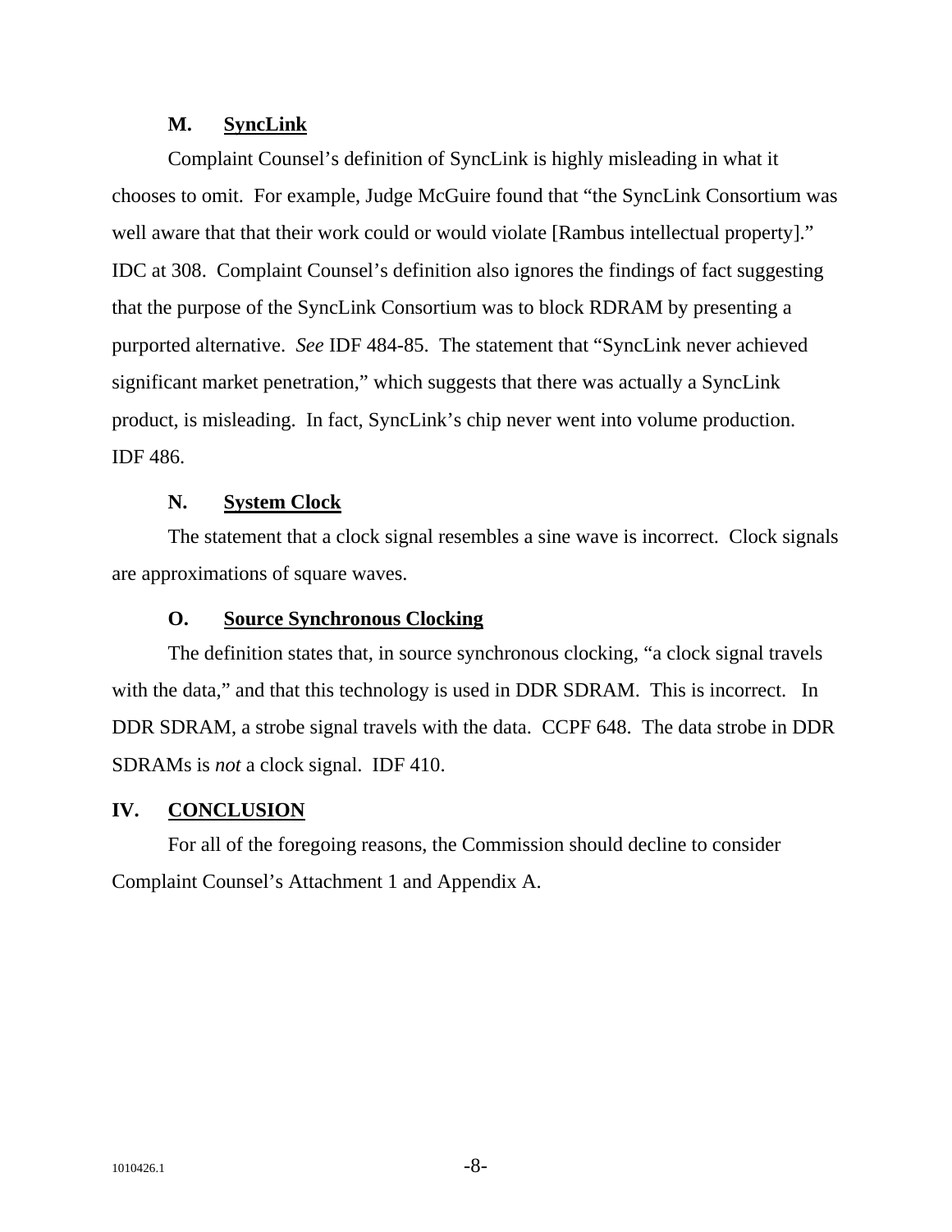### M. SyncLink

Complaint Counsel's definition of SyncLink is highly misleading in what it chooses to omit. For example, Judge McGuire found that "the SyncLink Consortium was well aware that that their work could or would violate [Rambus intellectual property]." IDC at 308. Complaint Counsel's definition also ignores the findings of fact suggesting that the purpose of the SyncLink Consortium was to block RDRAM by presenting a purported alternative. *See* IDF 484-85. The statement that "SyncLink never achieved significant market penetration," which suggests that there was actually a SyncLink product, is misleading. In fact, SyncLink's chip never went into volume production. IDF 486.

### N. System Clock

The statement that a clock signal resembles a sine wave is incorrect. Clock signals are approximations of square waves.

### O. Source Synchronous Clocking

The definition states that, in source synchronous clocking, "a clock signal travels with the data," and that this technology is used in DDR SDRAM. This is incorrect. In DDR SDRAM, a strobe signal travels with the data. CCPF 648. The data strobe in DDR SDRAMs is *not* a clock signal. IDF 410.

## IV. CONCLUSION

For all of the foregoing reasons, the Commission should decline to consider Complaint Counsel's Attachment 1 and Appendix A.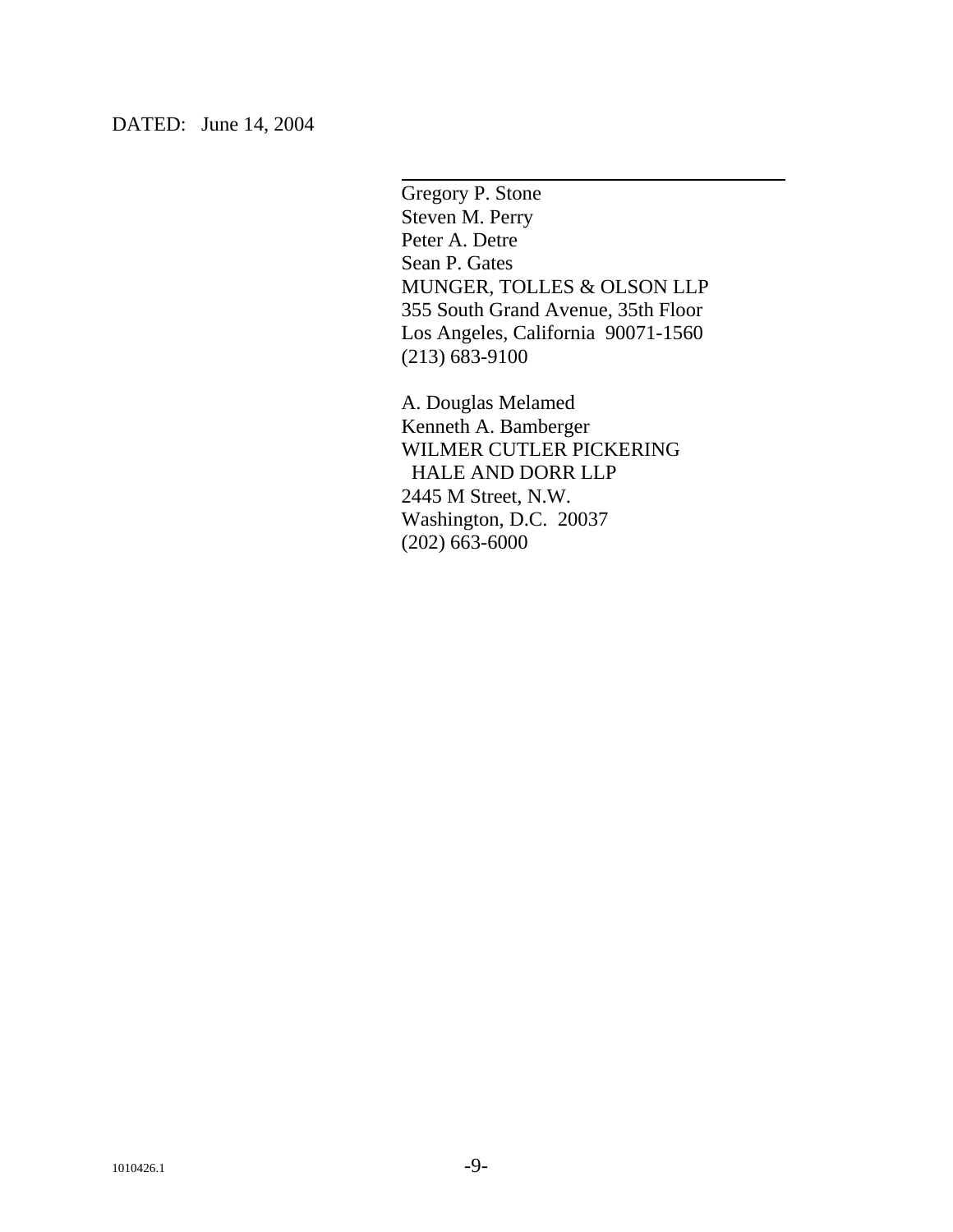DATED: June 14, 2004

\_\_\_\_\_\_\_\_\_\_\_\_\_\_\_\_\_\_\_\_\_\_\_\_\_\_\_\_\_\_\_\_\_\_\_\_

Gregory P. Stone
Steven M. Perry
Peter A. Detre
Sean P. Gates
MUNGER, TOLLES & OLSON LLP
355 South Grand Avenue, 35th Floor
Los Angeles, California 90071-1560
(213) 683-9100

A. Douglas Melamed
Kenneth A. Bamberger
WILMER CUTLER PICKERING
HALE AND DORR LLP
2445 M Street, N.W.
Washington, D.C. 20037
(202) 663-6000

1010426.1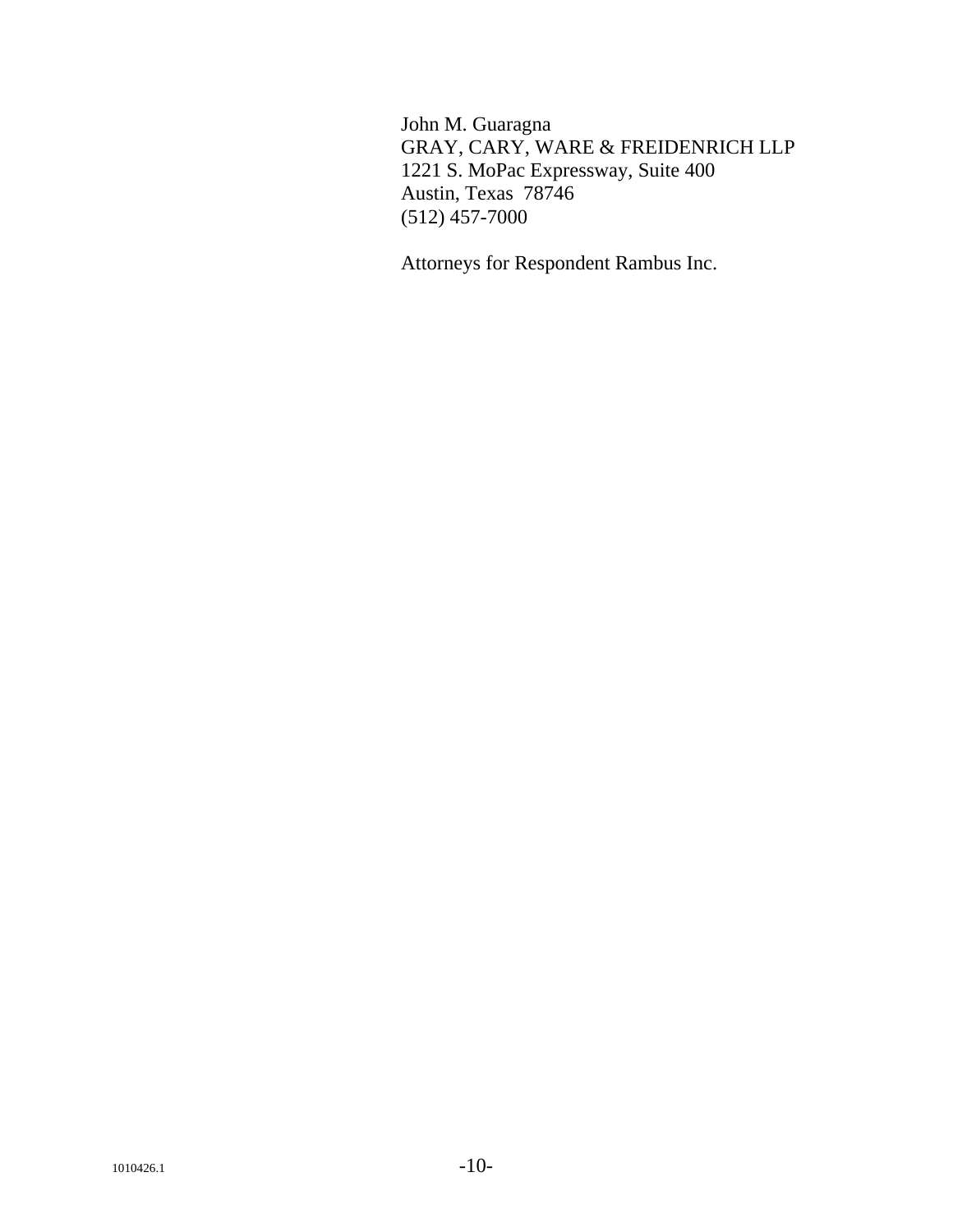John M. Guaragna
GRAY, CARY, WARE & FREIDENRICH LLP
1221 S. MoPac Expressway, Suite 400
Austin, Texas 78746
(512) 457-7000

Attorneys for Respondent Rambus Inc.

1010426.1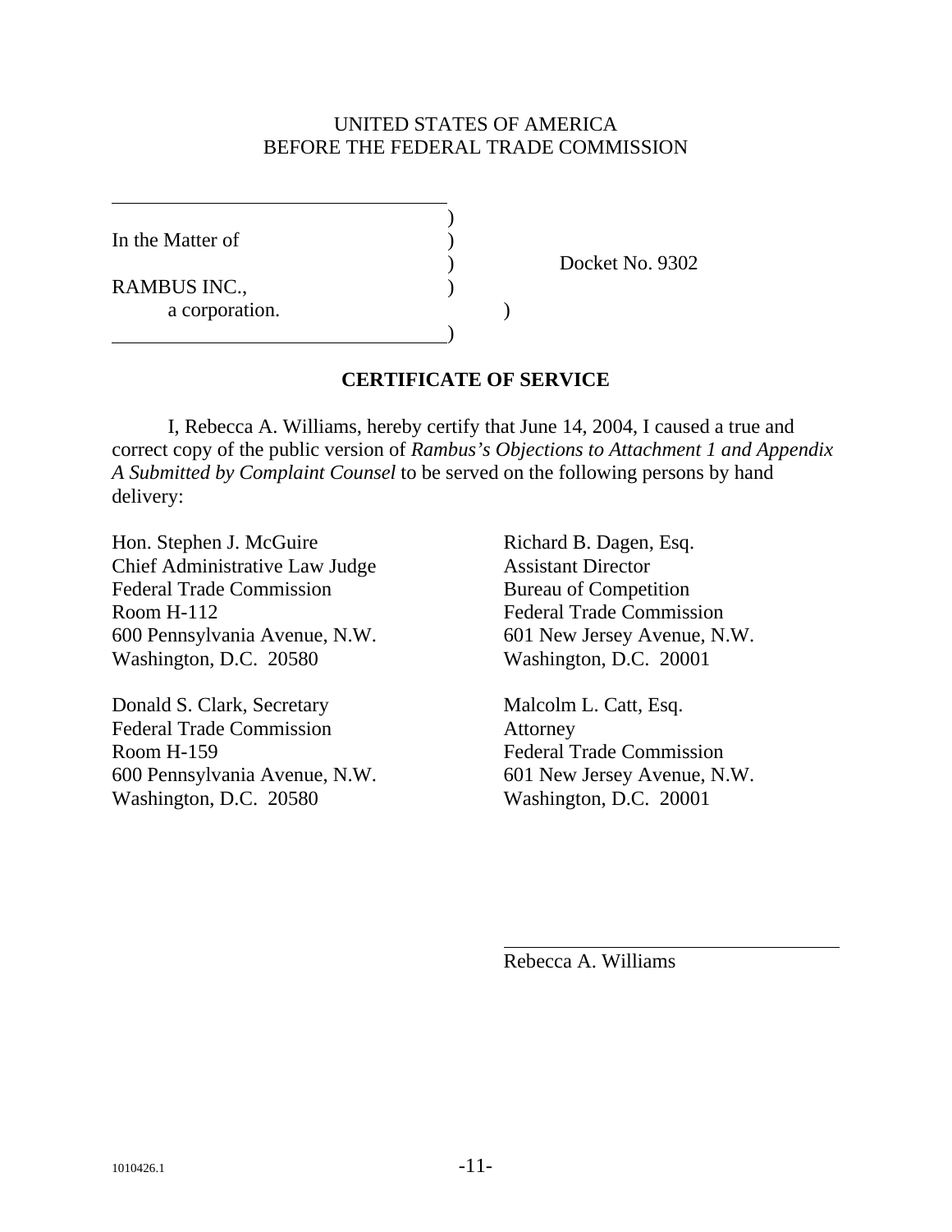UNITED STATES OF AMERICA
BEFORE THE FEDERAL TRADE COMMISSION

| | | |
|---|---|---|
| In the Matter of | ) | |
| | ) | Docket No. 9302 |
| RAMBUS INC., | ) | |
| a corporation. | ) | |

## CERTIFICATE OF SERVICE

I, Rebecca A. Williams, hereby certify that June 14, 2004, I caused a true and correct copy of the public version of *Rambus's Objections to Attachment 1 and Appendix A Submitted by Complaint Counsel* to be served on the following persons by hand delivery:

Hon. Stephen J. McGuire
Chief Administrative Law Judge
Federal Trade Commission
Room H-112
600 Pennsylvania Avenue, N.W.
Washington, D.C. 20580

Donald S. Clark, Secretary
Federal Trade Commission
Room H-159
600 Pennsylvania Avenue, N.W.
Washington, D.C. 20580

Richard B. Dagen, Esq.
Assistant Director
Bureau of Competition
Federal Trade Commission
601 New Jersey Avenue, N.W.
Washington, D.C. 20001

Malcolm L. Catt, Esq.
Attorney
Federal Trade Commission
601 New Jersey Avenue, N.W.
Washington, D.C. 20001

Rebecca A. Williams

1010426.1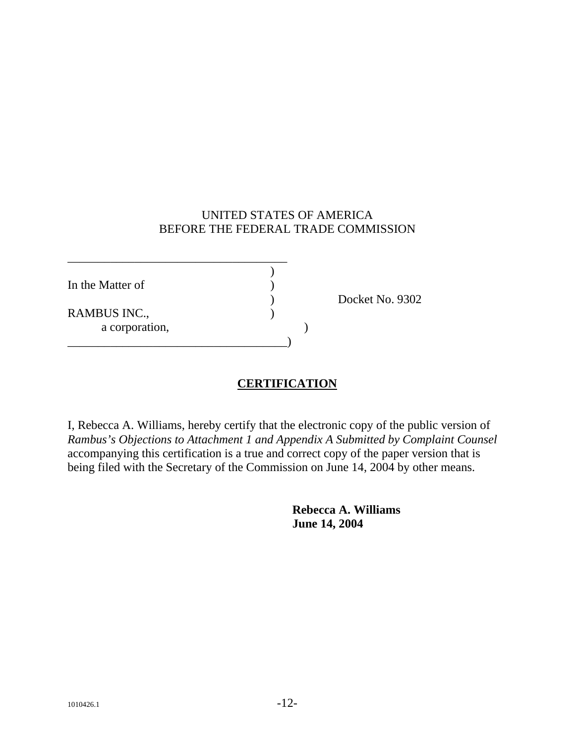UNITED STATES OF AMERICA
BEFORE THE FEDERAL TRADE COMMISSION

| | | |
|---|---|---|
| In the Matter of | ) | |
| | ) | Docket No. 9302 |
| RAMBUS INC., | ) | |
| a corporation, | ) | |

## CERTIFICATION

I, Rebecca A. Williams, hereby certify that the electronic copy of the public version of *Rambus's Objections to Attachment 1 and Appendix A Submitted by Complaint Counsel* accompanying this certification is a true and correct copy of the paper version that is being filed with the Secretary of the Commission on June 14, 2004 by other means.

**Rebecca A. Williams**
**June 14, 2004**

1010426.1